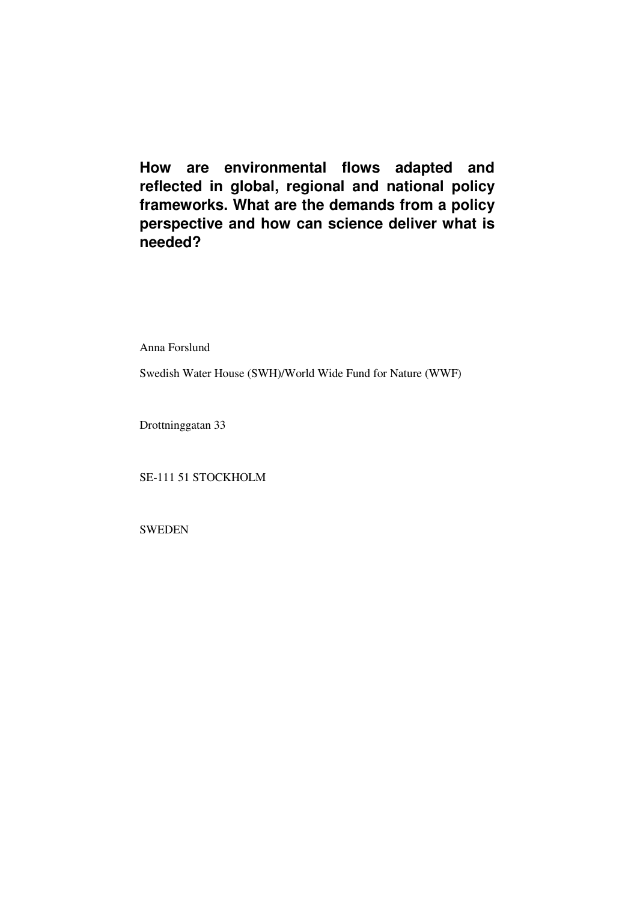# How are environmental flows adapted and reflected in global, regional and national policy frameworks. What are the demands from a policy perspective and how can science deliver what is needed?

Anna Forslund

Swedish Water House (SWH)/World Wide Fund for Nature (WWF)

Drottninggatan 33

SE-111 51 STOCKHOLM

SWEDEN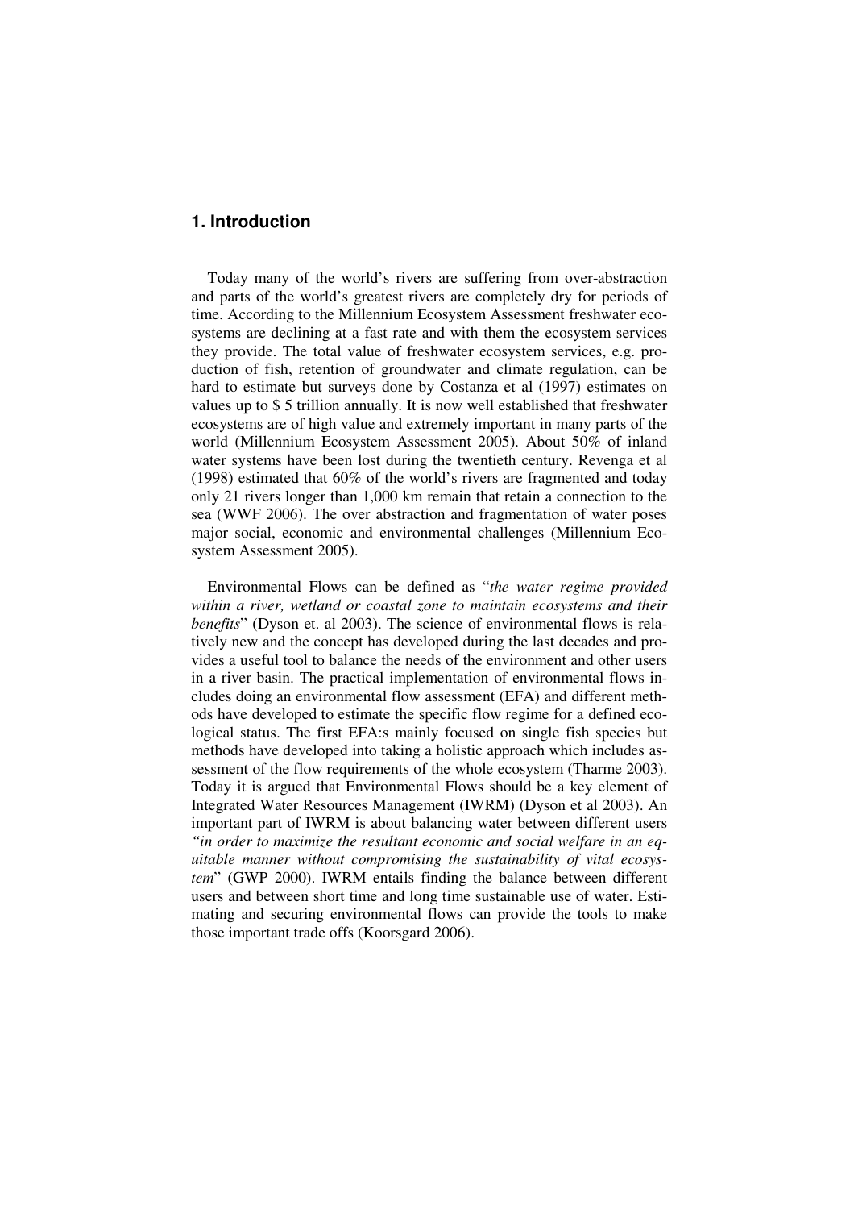## 1. Introduction

Today many of the world's rivers are suffering from over-abstraction and parts of the world's greatest rivers are completely dry for periods of time. According to the Millennium Ecosystem Assessment freshwater ecosystems are declining at a fast rate and with them the ecosystem services they provide. The total value of freshwater ecosystem services, e.g. production of fish, retention of groundwater and climate regulation, can be hard to estimate but surveys done by Costanza et al (1997) estimates on values up to $ 5 trillion annually. It is now well established that freshwater ecosystems are of high value and extremely important in many parts of the world (Millennium Ecosystem Assessment 2005). About 50% of inland water systems have been lost during the twentieth century. Revenga et al (1998) estimated that 60% of the world's rivers are fragmented and today only 21 rivers longer than 1,000 km remain that retain a connection to the sea (WWF 2006). The over abstraction and fragmentation of water poses major social, economic and environmental challenges (Millennium Ecosystem Assessment 2005).

Environmental Flows can be defined as "*the water regime provided within a river, wetland or coastal zone to maintain ecosystems and their benefits*" (Dyson et. al 2003). The science of environmental flows is relatively new and the concept has developed during the last decades and provides a useful tool to balance the needs of the environment and other users in a river basin. The practical implementation of environmental flows includes doing an environmental flow assessment (EFA) and different methods have developed to estimate the specific flow regime for a defined ecological status. The first EFA:s mainly focused on single fish species but methods have developed into taking a holistic approach which includes assessment of the flow requirements of the whole ecosystem (Tharme 2003). Today it is argued that Environmental Flows should be a key element of Integrated Water Resources Management (IWRM) (Dyson et al 2003). An important part of IWRM is about balancing water between different users *"in order to maximize the resultant economic and social welfare in an equitable manner without compromising the sustainability of vital ecosystem*" (GWP 2000). IWRM entails finding the balance between different users and between short time and long time sustainable use of water. Estimating and securing environmental flows can provide the tools to make those important trade offs (Koorsgard 2006).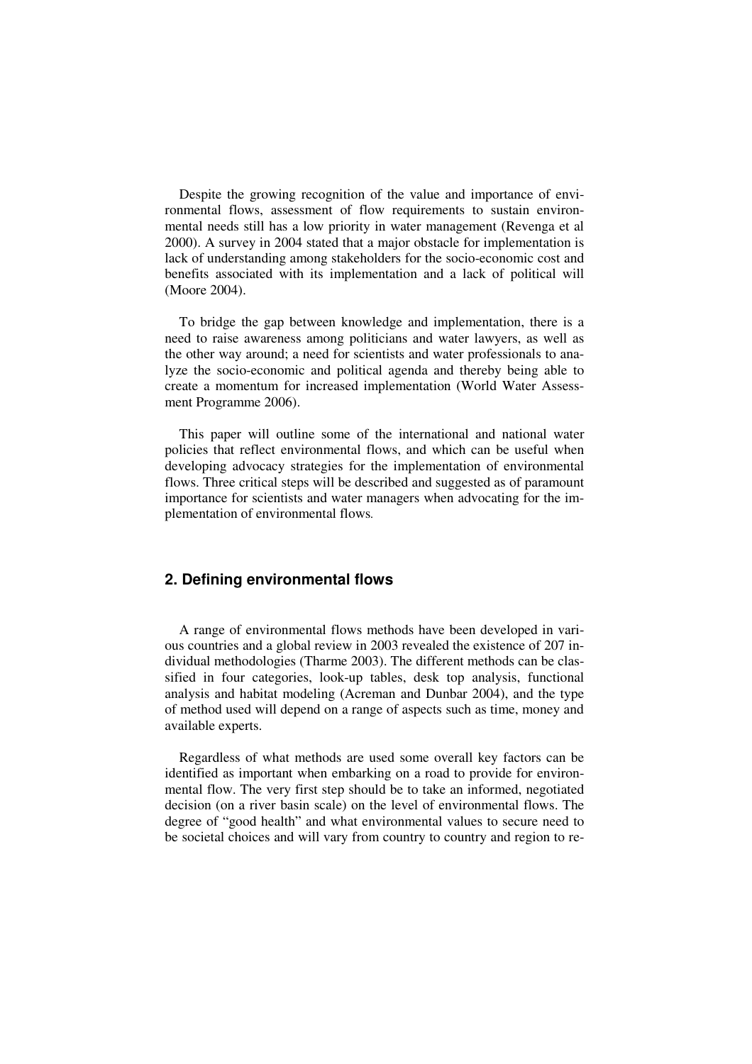Despite the growing recognition of the value and importance of environmental flows, assessment of flow requirements to sustain environmental needs still has a low priority in water management (Revenga et al 2000). A survey in 2004 stated that a major obstacle for implementation is lack of understanding among stakeholders for the socio-economic cost and benefits associated with its implementation and a lack of political will (Moore 2004).

To bridge the gap between knowledge and implementation, there is a need to raise awareness among politicians and water lawyers, as well as the other way around; a need for scientists and water professionals to analyze the socio-economic and political agenda and thereby being able to create a momentum for increased implementation (World Water Assessment Programme 2006).

This paper will outline some of the international and national water policies that reflect environmental flows, and which can be useful when developing advocacy strategies for the implementation of environmental flows. Three critical steps will be described and suggested as of paramount importance for scientists and water managers when advocating for the implementation of environmental flows.

## 2. Defining environmental flows

A range of environmental flows methods have been developed in various countries and a global review in 2003 revealed the existence of 207 individual methodologies (Tharme 2003). The different methods can be classified in four categories, look-up tables, desk top analysis, functional analysis and habitat modeling (Acreman and Dunbar 2004), and the type of method used will depend on a range of aspects such as time, money and available experts.

Regardless of what methods are used some overall key factors can be identified as important when embarking on a road to provide for environmental flow. The very first step should be to take an informed, negotiated decision (on a river basin scale) on the level of environmental flows. The degree of "good health" and what environmental values to secure need to be societal choices and will vary from country to country and region to re-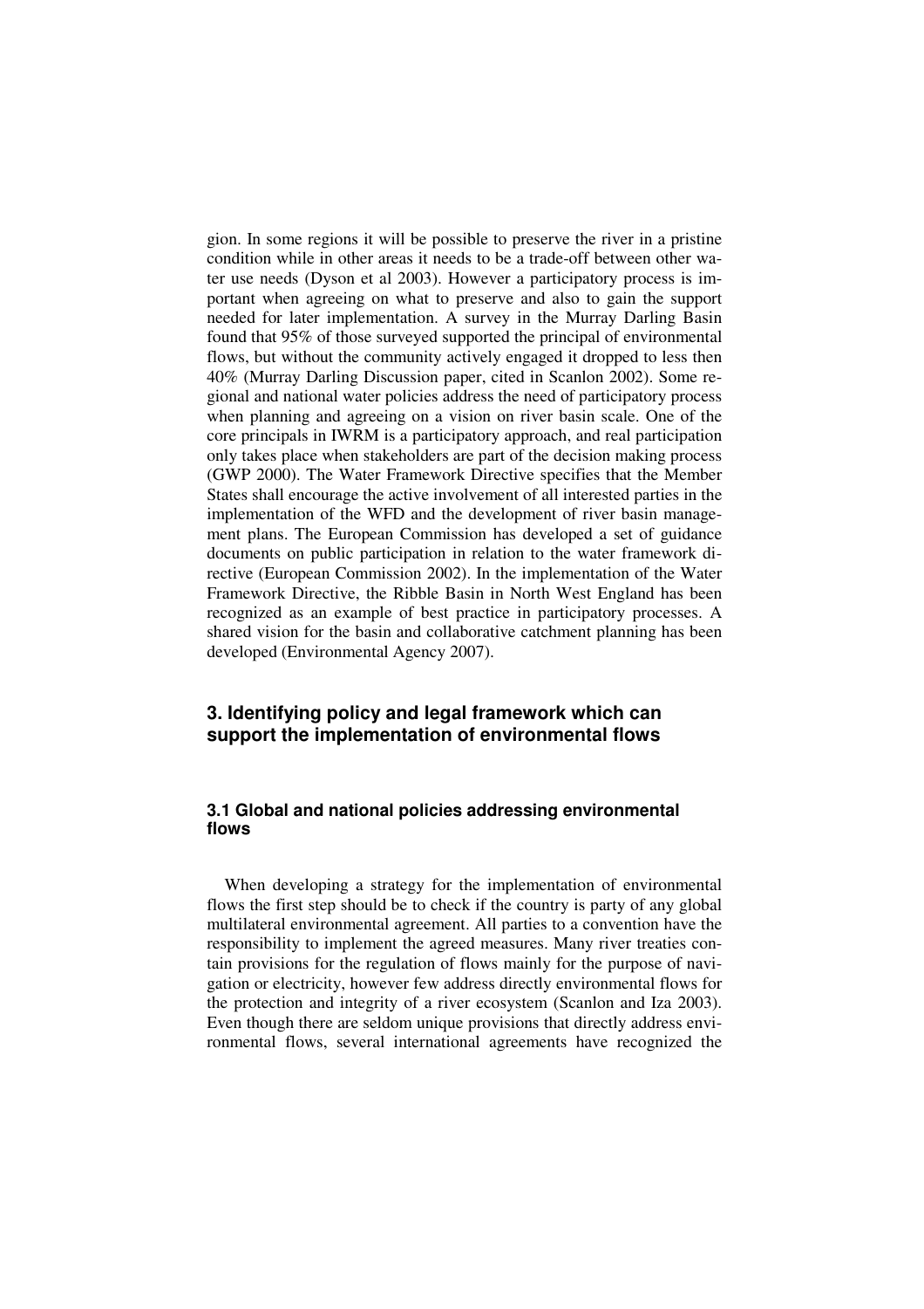gion. In some regions it will be possible to preserve the river in a pristine condition while in other areas it needs to be a trade-off between other water use needs (Dyson et al 2003). However a participatory process is important when agreeing on what to preserve and also to gain the support needed for later implementation. A survey in the Murray Darling Basin found that 95% of those surveyed supported the principal of environmental flows, but without the community actively engaged it dropped to less then 40% (Murray Darling Discussion paper, cited in Scanlon 2002). Some regional and national water policies address the need of participatory process when planning and agreeing on a vision on river basin scale. One of the core principals in IWRM is a participatory approach, and real participation only takes place when stakeholders are part of the decision making process (GWP 2000). The Water Framework Directive specifies that the Member States shall encourage the active involvement of all interested parties in the implementation of the WFD and the development of river basin management plans. The European Commission has developed a set of guidance documents on public participation in relation to the water framework directive (European Commission 2002). In the implementation of the Water Framework Directive, the Ribble Basin in North West England has been recognized as an example of best practice in participatory processes. A shared vision for the basin and collaborative catchment planning has been developed (Environmental Agency 2007).

## 3. Identifying policy and legal framework which can support the implementation of environmental flows

### 3.1 Global and national policies addressing environmental flows

When developing a strategy for the implementation of environmental flows the first step should be to check if the country is party of any global multilateral environmental agreement. All parties to a convention have the responsibility to implement the agreed measures. Many river treaties contain provisions for the regulation of flows mainly for the purpose of navigation or electricity, however few address directly environmental flows for the protection and integrity of a river ecosystem (Scanlon and Iza 2003). Even though there are seldom unique provisions that directly address environmental flows, several international agreements have recognized the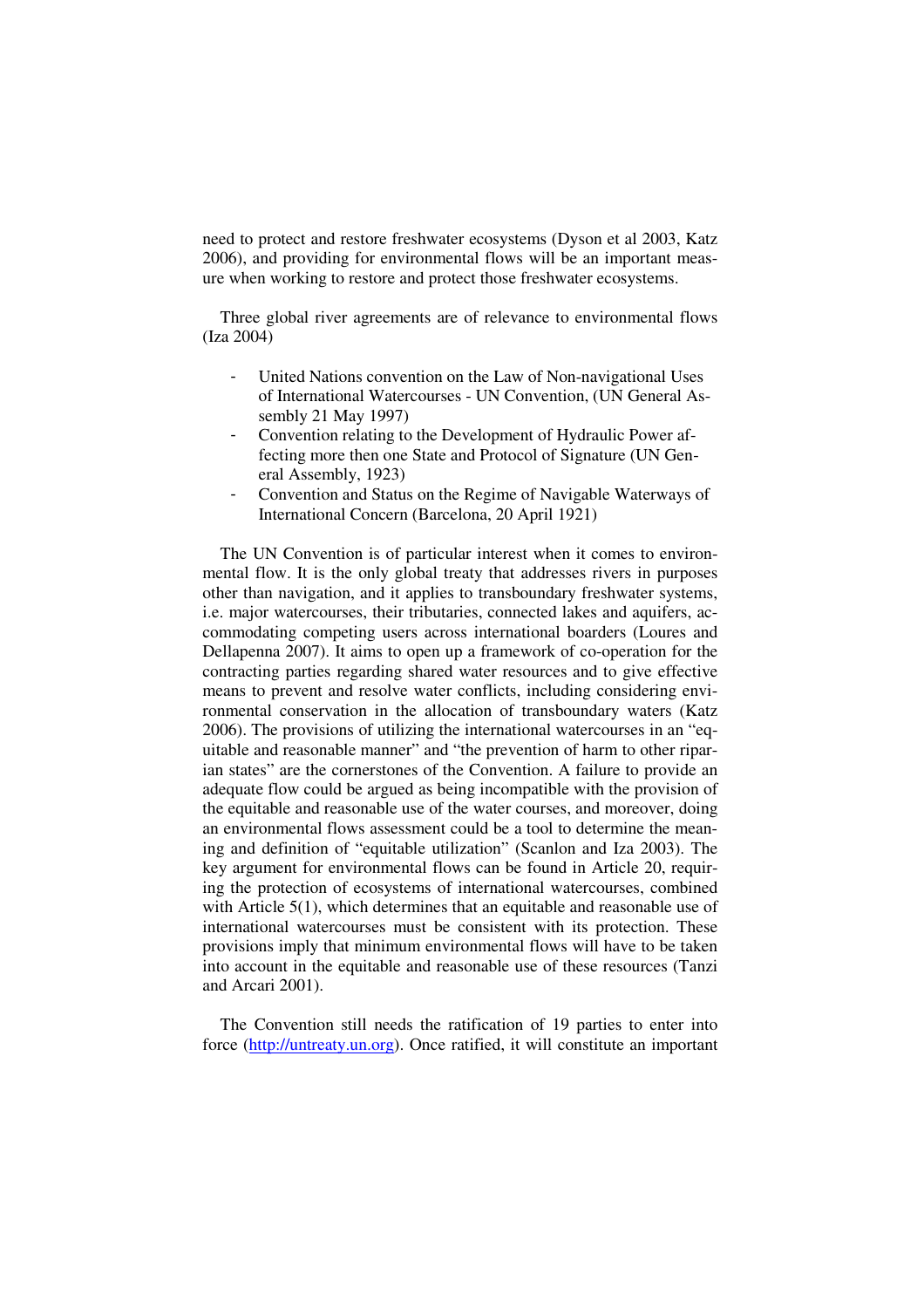need to protect and restore freshwater ecosystems (Dyson et al 2003, Katz 2006), and providing for environmental flows will be an important measure when working to restore and protect those freshwater ecosystems.

Three global river agreements are of relevance to environmental flows (Iza 2004)

- United Nations convention on the Law of Non-navigational Uses of International Watercourses - UN Convention, (UN General Assembly 21 May 1997)
- Convention relating to the Development of Hydraulic Power affecting more then one State and Protocol of Signature (UN General Assembly, 1923)
- Convention and Status on the Regime of Navigable Waterways of International Concern (Barcelona, 20 April 1921)

The UN Convention is of particular interest when it comes to environmental flow. It is the only global treaty that addresses rivers in purposes other than navigation, and it applies to transboundary freshwater systems, i.e. major watercourses, their tributaries, connected lakes and aquifers, accommodating competing users across international boarders (Loures and Dellapenna 2007). It aims to open up a framework of co-operation for the contracting parties regarding shared water resources and to give effective means to prevent and resolve water conflicts, including considering environmental conservation in the allocation of transboundary waters (Katz 2006). The provisions of utilizing the international watercourses in an "equitable and reasonable manner" and "the prevention of harm to other riparian states" are the cornerstones of the Convention. A failure to provide an adequate flow could be argued as being incompatible with the provision of the equitable and reasonable use of the water courses, and moreover, doing an environmental flows assessment could be a tool to determine the meaning and definition of "equitable utilization" (Scanlon and Iza 2003). The key argument for environmental flows can be found in Article 20, requiring the protection of ecosystems of international watercourses, combined with Article 5(1), which determines that an equitable and reasonable use of international watercourses must be consistent with its protection. These provisions imply that minimum environmental flows will have to be taken into account in the equitable and reasonable use of these resources (Tanzi and Arcari 2001).

The Convention still needs the ratification of 19 parties to enter into force (http://untreaty.un.org). Once ratified, it will constitute an important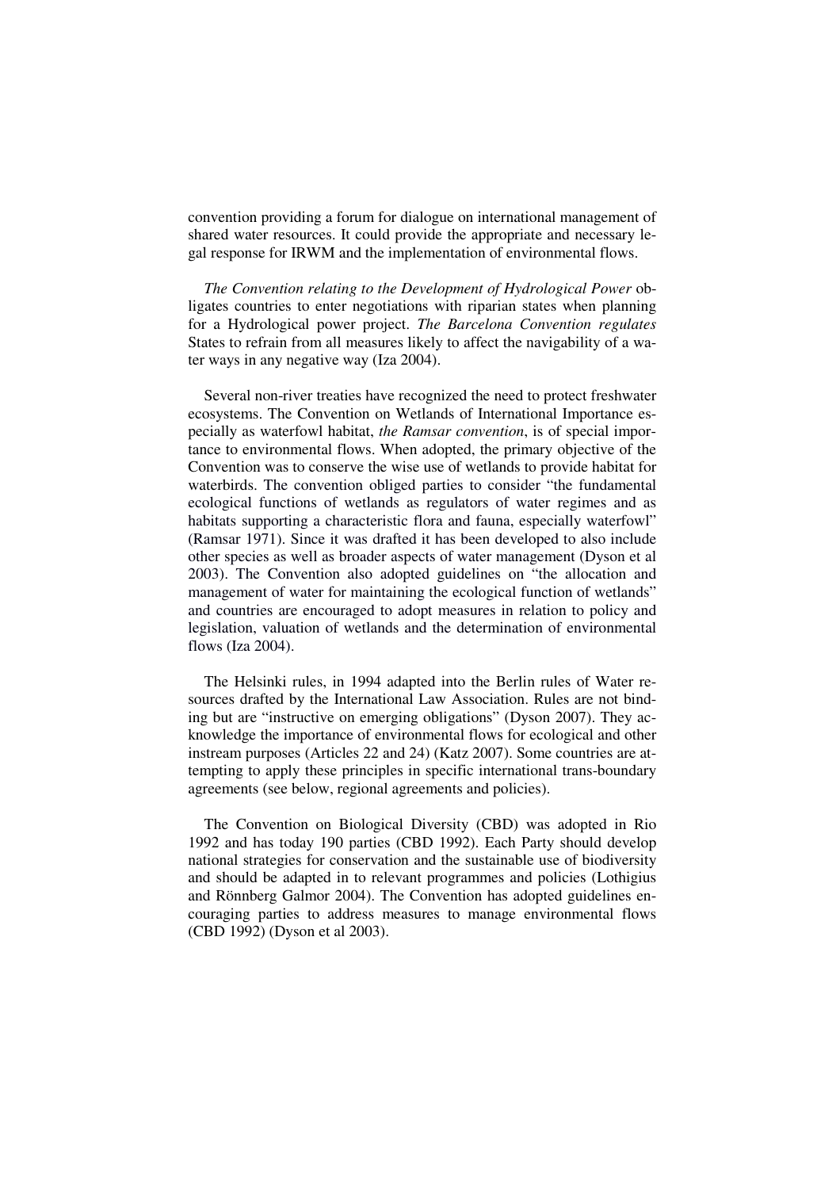convention providing a forum for dialogue on international management of shared water resources. It could provide the appropriate and necessary legal response for IRWM and the implementation of environmental flows.

*The Convention relating to the Development of Hydrological Power* obligates countries to enter negotiations with riparian states when planning for a Hydrological power project. *The Barcelona Convention regulates* States to refrain from all measures likely to affect the navigability of a water ways in any negative way (Iza 2004).

Several non-river treaties have recognized the need to protect freshwater ecosystems. The Convention on Wetlands of International Importance especially as waterfowl habitat, *the Ramsar convention*, is of special importance to environmental flows. When adopted, the primary objective of the Convention was to conserve the wise use of wetlands to provide habitat for waterbirds. The convention obliged parties to consider "the fundamental ecological functions of wetlands as regulators of water regimes and as habitats supporting a characteristic flora and fauna, especially waterfowl" (Ramsar 1971). Since it was drafted it has been developed to also include other species as well as broader aspects of water management (Dyson et al 2003). The Convention also adopted guidelines on "the allocation and management of water for maintaining the ecological function of wetlands" and countries are encouraged to adopt measures in relation to policy and legislation, valuation of wetlands and the determination of environmental flows (Iza 2004).

The Helsinki rules, in 1994 adapted into the Berlin rules of Water resources drafted by the International Law Association. Rules are not binding but are "instructive on emerging obligations" (Dyson 2007). They acknowledge the importance of environmental flows for ecological and other instream purposes (Articles 22 and 24) (Katz 2007). Some countries are attempting to apply these principles in specific international trans-boundary agreements (see below, regional agreements and policies).

The Convention on Biological Diversity (CBD) was adopted in Rio 1992 and has today 190 parties (CBD 1992). Each Party should develop national strategies for conservation and the sustainable use of biodiversity and should be adapted in to relevant programmes and policies (Lothigius and Rönnberg Galmor 2004). The Convention has adopted guidelines encouraging parties to address measures to manage environmental flows (CBD 1992) (Dyson et al 2003).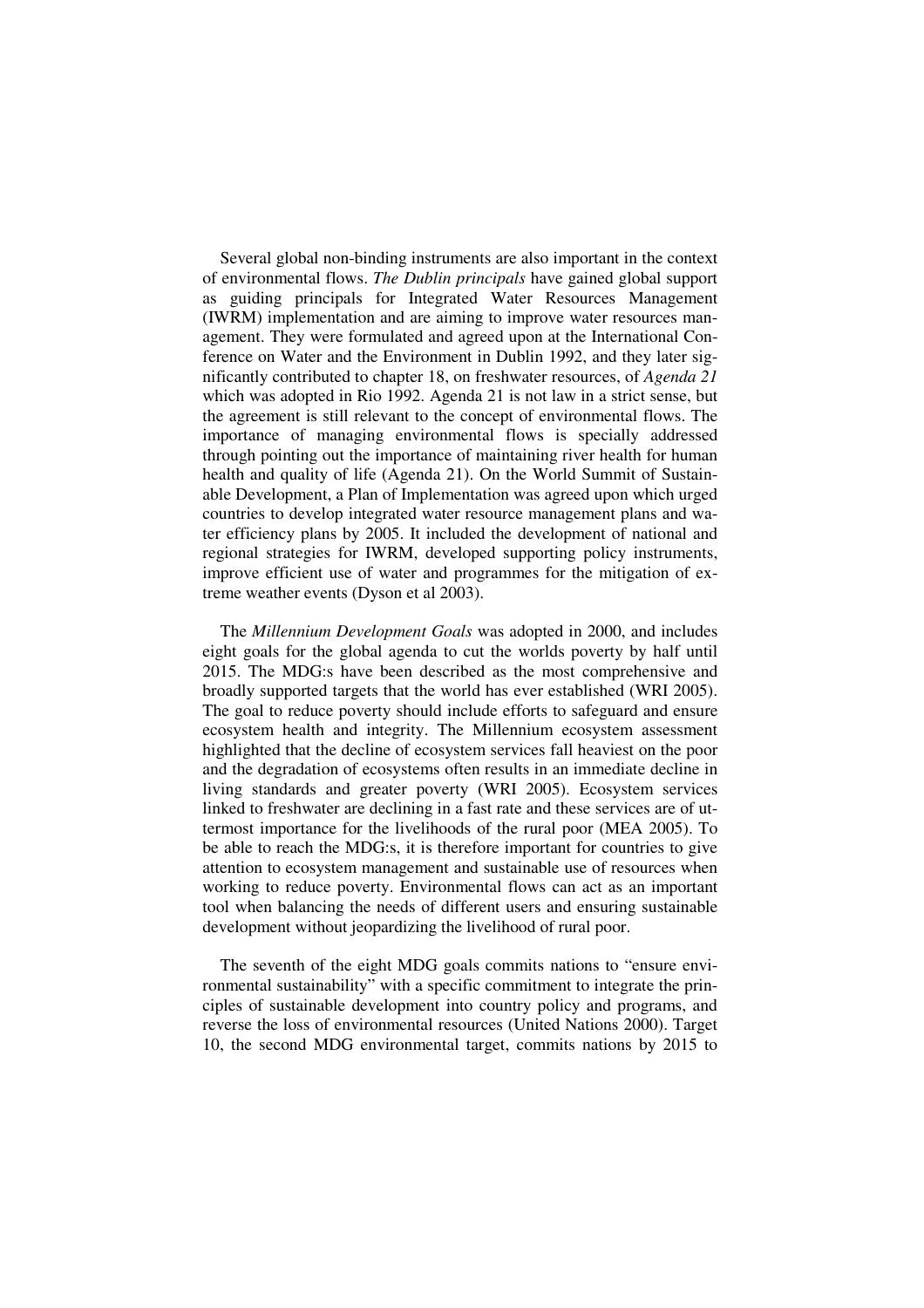Several global non-binding instruments are also important in the context of environmental flows. *The Dublin principals* have gained global support as guiding principals for Integrated Water Resources Management (IWRM) implementation and are aiming to improve water resources management. They were formulated and agreed upon at the International Conference on Water and the Environment in Dublin 1992, and they later significantly contributed to chapter 18, on freshwater resources, of *Agenda 21* which was adopted in Rio 1992. Agenda 21 is not law in a strict sense, but the agreement is still relevant to the concept of environmental flows. The importance of managing environmental flows is specially addressed through pointing out the importance of maintaining river health for human health and quality of life (Agenda 21). On the World Summit of Sustainable Development, a Plan of Implementation was agreed upon which urged countries to develop integrated water resource management plans and water efficiency plans by 2005. It included the development of national and regional strategies for IWRM, developed supporting policy instruments, improve efficient use of water and programmes for the mitigation of extreme weather events (Dyson et al 2003).

The *Millennium Development Goals* was adopted in 2000, and includes eight goals for the global agenda to cut the worlds poverty by half until 2015. The MDG:s have been described as the most comprehensive and broadly supported targets that the world has ever established (WRI 2005). The goal to reduce poverty should include efforts to safeguard and ensure ecosystem health and integrity. The Millennium ecosystem assessment highlighted that the decline of ecosystem services fall heaviest on the poor and the degradation of ecosystems often results in an immediate decline in living standards and greater poverty (WRI 2005). Ecosystem services linked to freshwater are declining in a fast rate and these services are of uttermost importance for the livelihoods of the rural poor (MEA 2005). To be able to reach the MDG:s, it is therefore important for countries to give attention to ecosystem management and sustainable use of resources when working to reduce poverty. Environmental flows can act as an important tool when balancing the needs of different users and ensuring sustainable development without jeopardizing the livelihood of rural poor.

The seventh of the eight MDG goals commits nations to "ensure environmental sustainability" with a specific commitment to integrate the principles of sustainable development into country policy and programs, and reverse the loss of environmental resources (United Nations 2000). Target 10, the second MDG environmental target, commits nations by 2015 to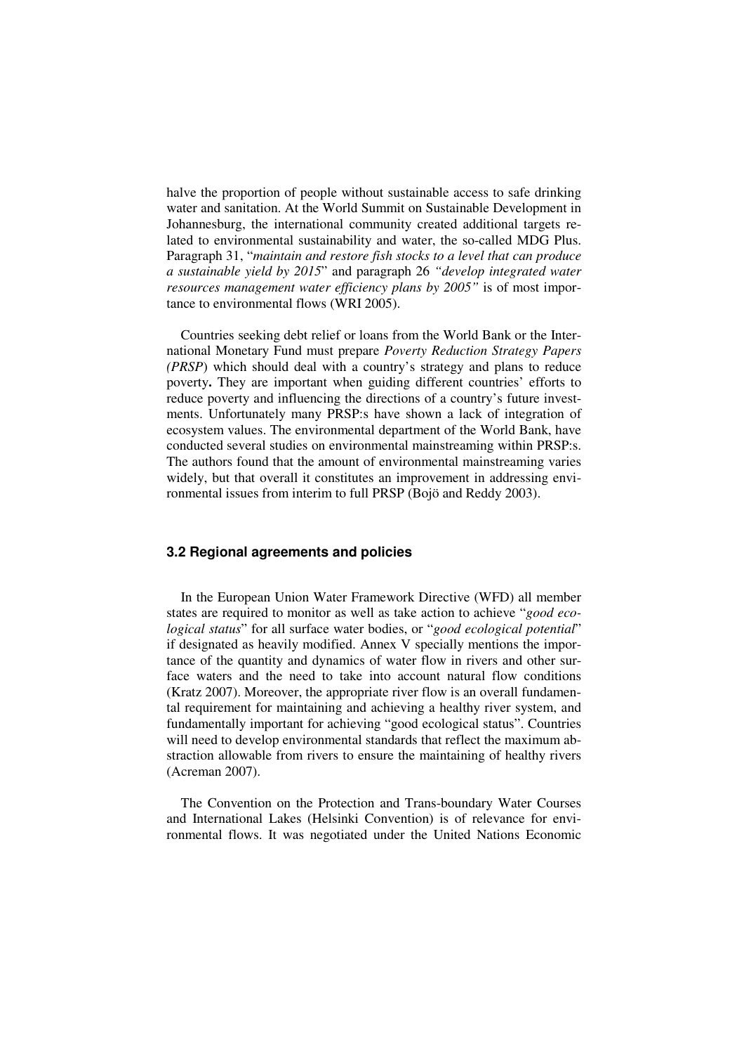halve the proportion of people without sustainable access to safe drinking water and sanitation. At the World Summit on Sustainable Development in Johannesburg, the international community created additional targets related to environmental sustainability and water, the so-called MDG Plus. Paragraph 31, "*maintain and restore fish stocks to a level that can produce a sustainable yield by 2015*" and paragraph 26 *"develop integrated water resources management water efficiency plans by 2005"* is of most importance to environmental flows (WRI 2005).

Countries seeking debt relief or loans from the World Bank or the International Monetary Fund must prepare *Poverty Reduction Strategy Papers (PRSP*) which should deal with a country's strategy and plans to reduce poverty**.** They are important when guiding different countries' efforts to reduce poverty and influencing the directions of a country's future investments. Unfortunately many PRSP:s have shown a lack of integration of ecosystem values. The environmental department of the World Bank, have conducted several studies on environmental mainstreaming within PRSP:s. The authors found that the amount of environmental mainstreaming varies widely, but that overall it constitutes an improvement in addressing environmental issues from interim to full PRSP (Bojö and Reddy 2003).

### 3.2 Regional agreements and policies

In the European Union Water Framework Directive (WFD) all member states are required to monitor as well as take action to achieve "*good ecological status*" for all surface water bodies, or "*good ecological potential*" if designated as heavily modified. Annex V specially mentions the importance of the quantity and dynamics of water flow in rivers and other surface waters and the need to take into account natural flow conditions (Kratz 2007). Moreover, the appropriate river flow is an overall fundamental requirement for maintaining and achieving a healthy river system, and fundamentally important for achieving "good ecological status". Countries will need to develop environmental standards that reflect the maximum abstraction allowable from rivers to ensure the maintaining of healthy rivers (Acreman 2007).

The Convention on the Protection and Trans-boundary Water Courses and International Lakes (Helsinki Convention) is of relevance for environmental flows. It was negotiated under the United Nations Economic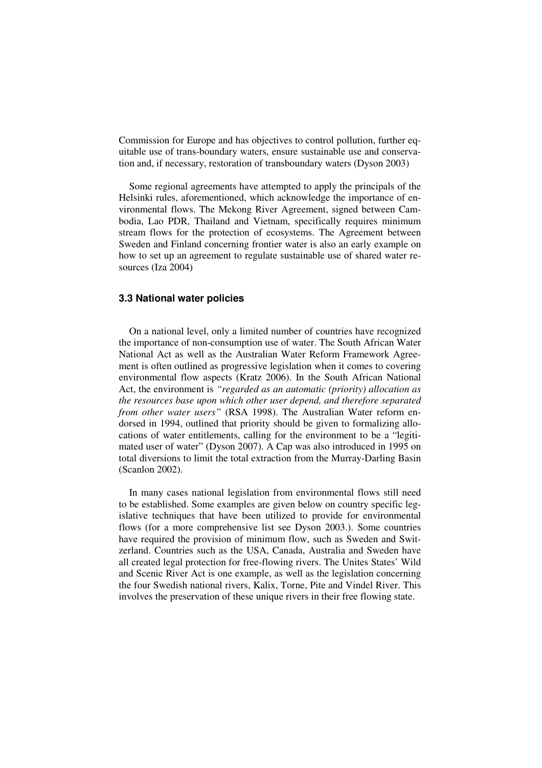Commission for Europe and has objectives to control pollution, further equitable use of trans-boundary waters, ensure sustainable use and conservation and, if necessary, restoration of transboundary waters (Dyson 2003)

Some regional agreements have attempted to apply the principals of the Helsinki rules, aforementioned, which acknowledge the importance of environmental flows. The Mekong River Agreement, signed between Cambodia, Lao PDR, Thailand and Vietnam, specifically requires minimum stream flows for the protection of ecosystems. The Agreement between Sweden and Finland concerning frontier water is also an early example on how to set up an agreement to regulate sustainable use of shared water resources (Iza 2004)

### 3.3 National water policies

On a national level, only a limited number of countries have recognized the importance of non-consumption use of water. The South African Water National Act as well as the Australian Water Reform Framework Agreement is often outlined as progressive legislation when it comes to covering environmental flow aspects (Kratz 2006). In the South African National Act, the environment is *"regarded as an automatic (priority) allocation as the resources base upon which other user depend, and therefore separated from other water users"* (RSA 1998). The Australian Water reform endorsed in 1994, outlined that priority should be given to formalizing allocations of water entitlements, calling for the environment to be a "legitimated user of water" (Dyson 2007). A Cap was also introduced in 1995 on total diversions to limit the total extraction from the Murray-Darling Basin (Scanlon 2002).

In many cases national legislation from environmental flows still need to be established. Some examples are given below on country specific legislative techniques that have been utilized to provide for environmental flows (for a more comprehensive list see Dyson 2003.). Some countries have required the provision of minimum flow, such as Sweden and Switzerland. Countries such as the USA, Canada, Australia and Sweden have all created legal protection for free-flowing rivers. The Unites States' Wild and Scenic River Act is one example, as well as the legislation concerning the four Swedish national rivers, Kalix, Torne, Pite and Vindel River. This involves the preservation of these unique rivers in their free flowing state.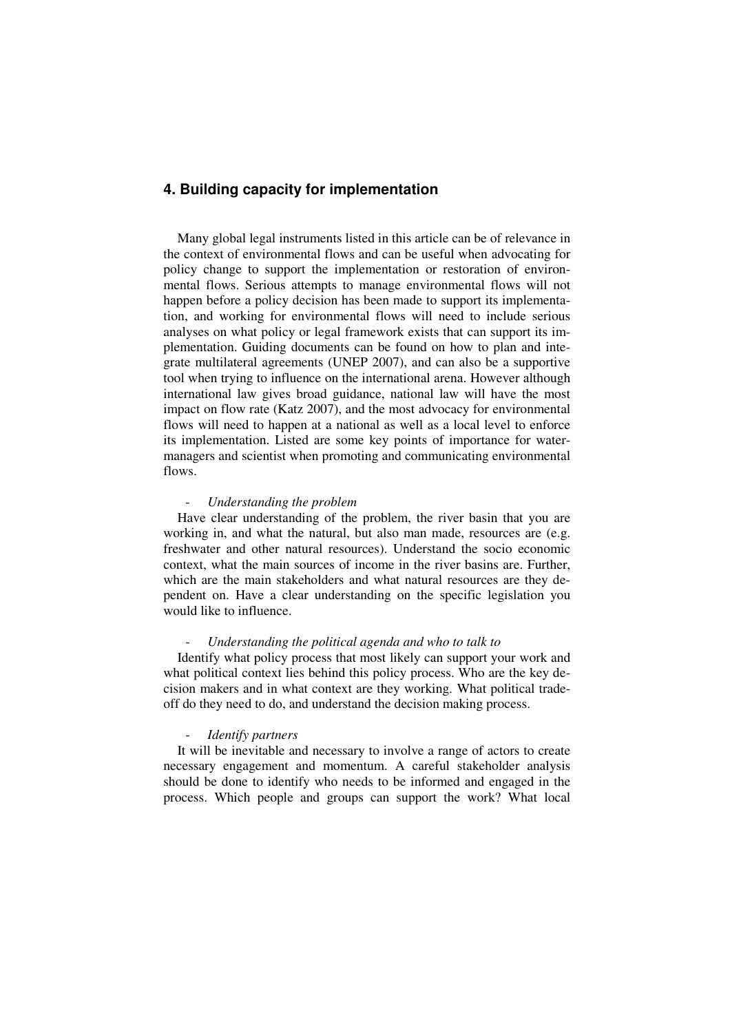## 4. Building capacity for implementation

Many global legal instruments listed in this article can be of relevance in the context of environmental flows and can be useful when advocating for policy change to support the implementation or restoration of environmental flows. Serious attempts to manage environmental flows will not happen before a policy decision has been made to support its implementation, and working for environmental flows will need to include serious analyses on what policy or legal framework exists that can support its implementation. Guiding documents can be found on how to plan and integrate multilateral agreements (UNEP 2007), and can also be a supportive tool when trying to influence on the international arena. However although international law gives broad guidance, national law will have the most impact on flow rate (Katz 2007), and the most advocacy for environmental flows will need to happen at a national as well as a local level to enforce its implementation. Listed are some key points of importance for water-managers and scientist when promoting and communicating environmental flows.

- *Understanding the problem*

Have clear understanding of the problem, the river basin that you are working in, and what the natural, but also man made, resources are (e.g. freshwater and other natural resources). Understand the socio economic context, what the main sources of income in the river basins are. Further, which are the main stakeholders and what natural resources are they dependent on. Have a clear understanding on the specific legislation you would like to influence.

- *Understanding the political agenda and who to talk to*

Identify what policy process that most likely can support your work and what political context lies behind this policy process. Who are the key decision makers and in what context are they working. What political trade-off do they need to do, and understand the decision making process.

- *Identify partners*

It will be inevitable and necessary to involve a range of actors to create necessary engagement and momentum. A careful stakeholder analysis should be done to identify who needs to be informed and engaged in the process. Which people and groups can support the work? What local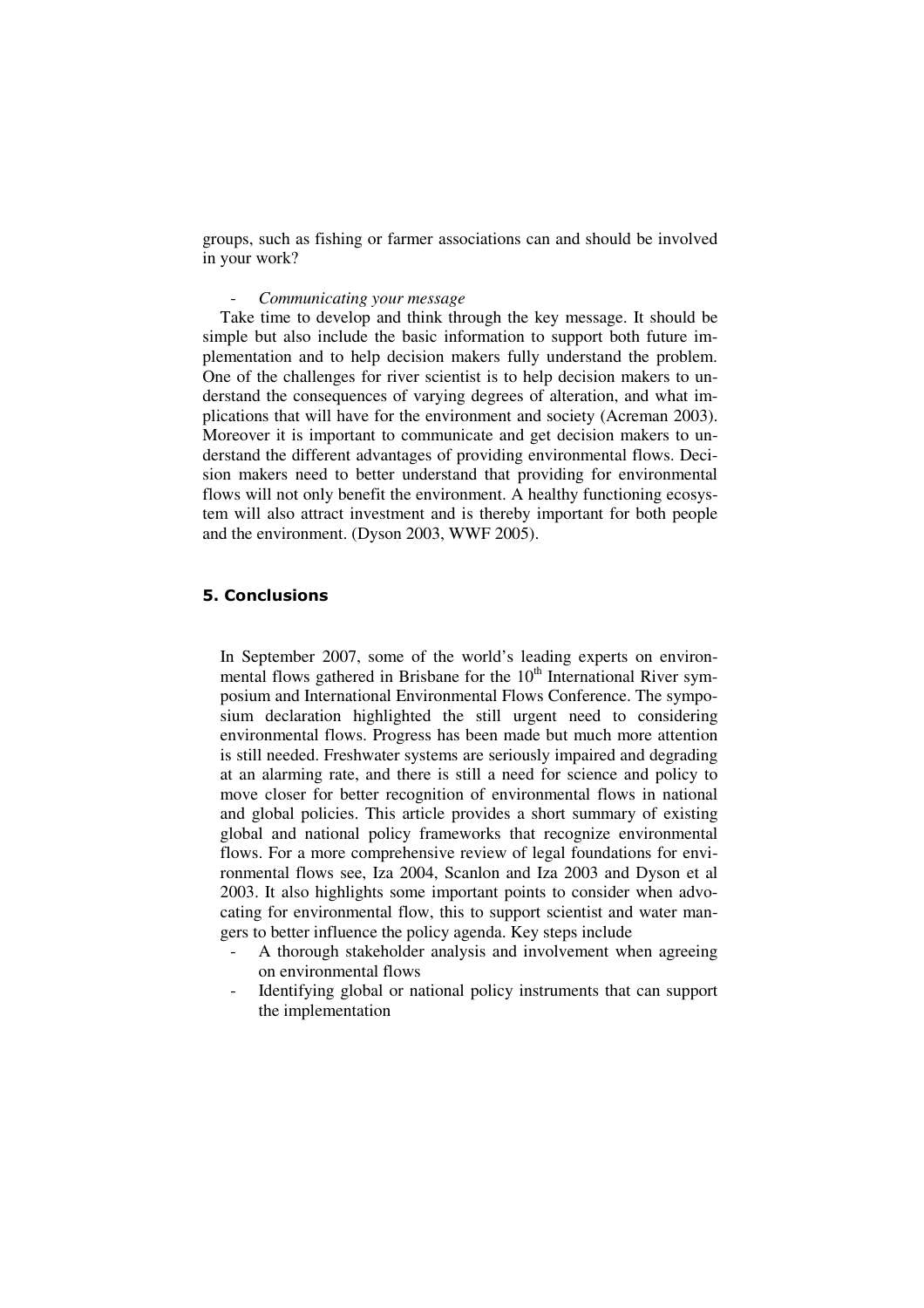groups, such as fishing or farmer associations can and should be involved in your work?

- *Communicating your message*

Take time to develop and think through the key message. It should be simple but also include the basic information to support both future implementation and to help decision makers fully understand the problem. One of the challenges for river scientist is to help decision makers to understand the consequences of varying degrees of alteration, and what implications that will have for the environment and society (Acreman 2003). Moreover it is important to communicate and get decision makers to understand the different advantages of providing environmental flows. Decision makers need to better understand that providing for environmental flows will not only benefit the environment. A healthy functioning ecosystem will also attract investment and is thereby important for both people and the environment. (Dyson 2003, WWF 2005).

## 5. Conclusions

In September 2007, some of the world's leading experts on environmental flows gathered in Brisbane for the 10th International River symposium and International Environmental Flows Conference. The symposium declaration highlighted the still urgent need to considering environmental flows. Progress has been made but much more attention is still needed. Freshwater systems are seriously impaired and degrading at an alarming rate, and there is still a need for science and policy to move closer for better recognition of environmental flows in national and global policies. This article provides a short summary of existing global and national policy frameworks that recognize environmental flows. For a more comprehensive review of legal foundations for environmental flows see, Iza 2004, Scanlon and Iza 2003 and Dyson et al 2003. It also highlights some important points to consider when advocating for environmental flow, this to support scientist and water mangers to better influence the policy agenda. Key steps include

- A thorough stakeholder analysis and involvement when agreeing on environmental flows
- Identifying global or national policy instruments that can support the implementation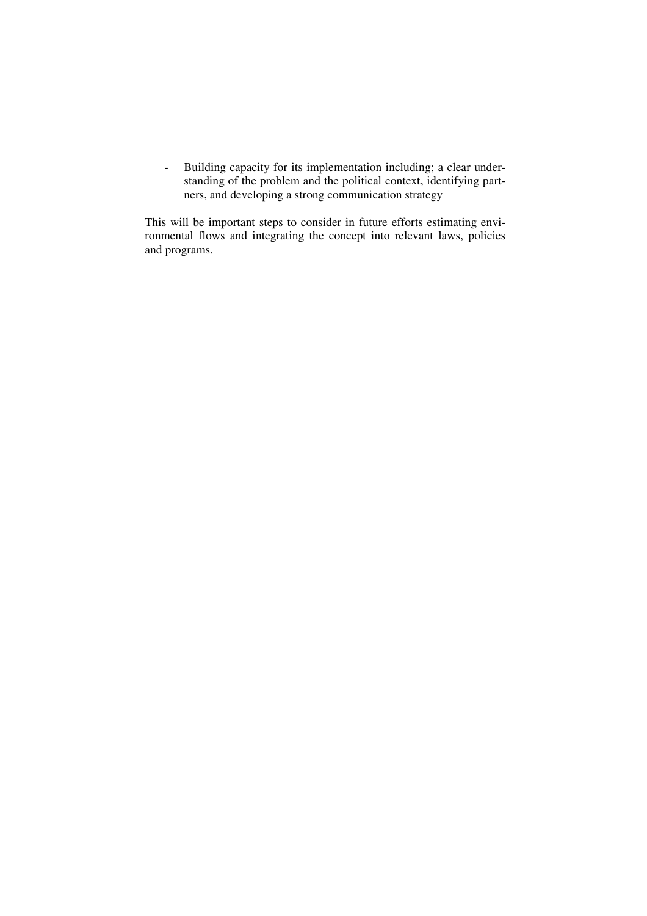- Building capacity for its implementation including; a clear understanding of the problem and the political context, identifying partners, and developing a strong communication strategy

This will be important steps to consider in future efforts estimating environmental flows and integrating the concept into relevant laws, policies and programs.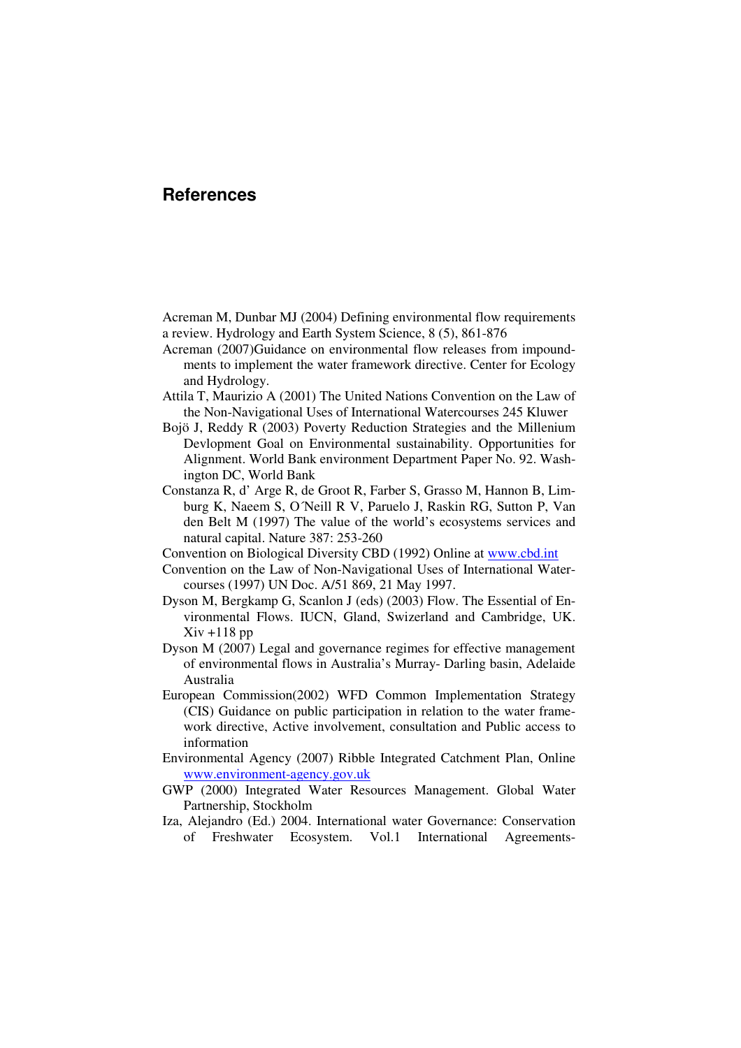# References

Acreman M, Dunbar MJ (2004) Defining environmental flow requirements a review. Hydrology and Earth System Science, 8 (5), 861-876

Acreman (2007)Guidance on environmental flow releases from impoundments to implement the water framework directive. Center for Ecology and Hydrology.

Attila T, Maurizio A (2001) The United Nations Convention on the Law of the Non-Navigational Uses of International Watercourses 245 Kluwer

Bojö J, Reddy R (2003) Poverty Reduction Strategies and the Millenium Devlopment Goal on Environmental sustainability. Opportunities for Alignment. World Bank environment Department Paper No. 92. Washington DC, World Bank

Constanza R, d' Arge R, de Groot R, Farber S, Grasso M, Hannon B, Limburg K, Naeem S, O´Neill R V, Paruelo J, Raskin RG, Sutton P, Van den Belt M (1997) The value of the world's ecosystems services and natural capital. Nature 387: 253-260

Convention on Biological Diversity CBD (1992) Online at www.cbd.int

Convention on the Law of Non-Navigational Uses of International Watercourses (1997) UN Doc. A/51 869, 21 May 1997.

Dyson M, Bergkamp G, Scanlon J (eds) (2003) Flow. The Essential of Environmental Flows. IUCN, Gland, Swizerland and Cambridge, UK. Xiv +118 pp

Dyson M (2007) Legal and governance regimes for effective management of environmental flows in Australia's Murray- Darling basin, Adelaide Australia

European Commission(2002) WFD Common Implementation Strategy (CIS) Guidance on public participation in relation to the water framework directive, Active involvement, consultation and Public access to information

Environmental Agency (2007) Ribble Integrated Catchment Plan, Online www.environment-agency.gov.uk

GWP (2000) Integrated Water Resources Management. Global Water Partnership, Stockholm

Iza, Alejandro (Ed.) 2004. International water Governance: Conservation of Freshwater Ecosystem. Vol.1 International Agreements-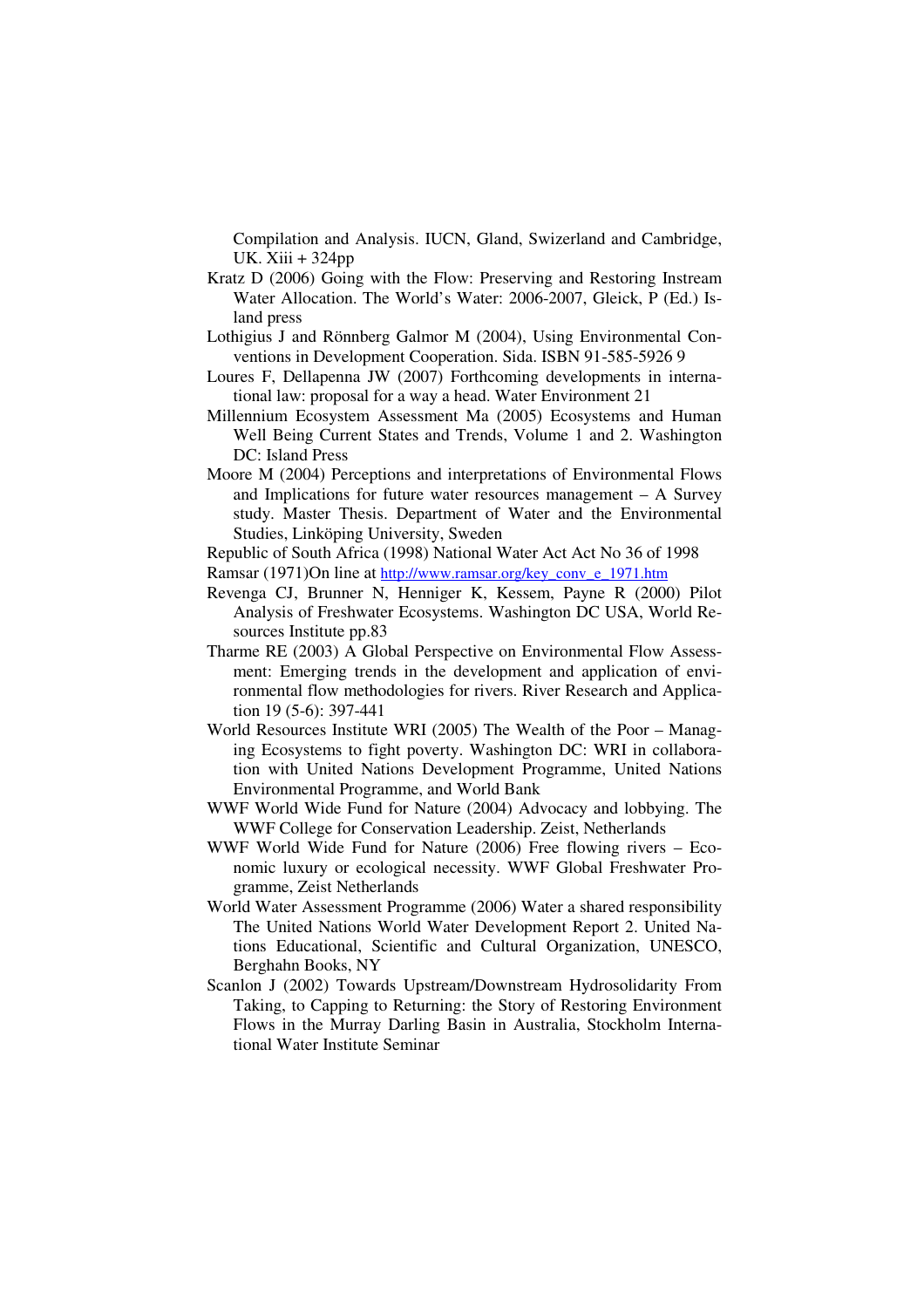Compilation and Analysis. IUCN, Gland, Swizerland and Cambridge, UK. Xiii + 324pp

Kratz D (2006) Going with the Flow: Preserving and Restoring Instream Water Allocation. The World's Water: 2006-2007, Gleick, P (Ed.) Island press

Lothigius J and Rönnberg Galmor M (2004), Using Environmental Conventions in Development Cooperation. Sida. ISBN 91-585-5926 9

Loures F, Dellapenna JW (2007) Forthcoming developments in international law: proposal for a way a head. Water Environment 21

Millennium Ecosystem Assessment Ma (2005) Ecosystems and Human Well Being Current States and Trends, Volume 1 and 2. Washington DC: Island Press

Moore M (2004) Perceptions and interpretations of Environmental Flows and Implications for future water resources management – A Survey study. Master Thesis. Department of Water and the Environmental Studies, Linköping University, Sweden

Republic of South Africa (1998) National Water Act Act No 36 of 1998

Ramsar (1971)On line at http://www.ramsar.org/key_conv_e_1971.htm

Revenga CJ, Brunner N, Henniger K, Kessem, Payne R (2000) Pilot Analysis of Freshwater Ecosystems. Washington DC USA, World Resources Institute pp.83

Tharme RE (2003) A Global Perspective on Environmental Flow Assessment: Emerging trends in the development and application of environmental flow methodologies for rivers. River Research and Application 19 (5-6): 397-441

World Resources Institute WRI (2005) The Wealth of the Poor – Managing Ecosystems to fight poverty. Washington DC: WRI in collaboration with United Nations Development Programme, United Nations Environmental Programme, and World Bank

WWF World Wide Fund for Nature (2004) Advocacy and lobbying. The WWF College for Conservation Leadership. Zeist, Netherlands

WWF World Wide Fund for Nature (2006) Free flowing rivers – Economic luxury or ecological necessity. WWF Global Freshwater Programme, Zeist Netherlands

World Water Assessment Programme (2006) Water a shared responsibility The United Nations World Water Development Report 2. United Nations Educational, Scientific and Cultural Organization, UNESCO, Berghahn Books, NY

Scanlon J (2002) Towards Upstream/Downstream Hydrosolidarity From Taking, to Capping to Returning: the Story of Restoring Environment Flows in the Murray Darling Basin in Australia, Stockholm International Water Institute Seminar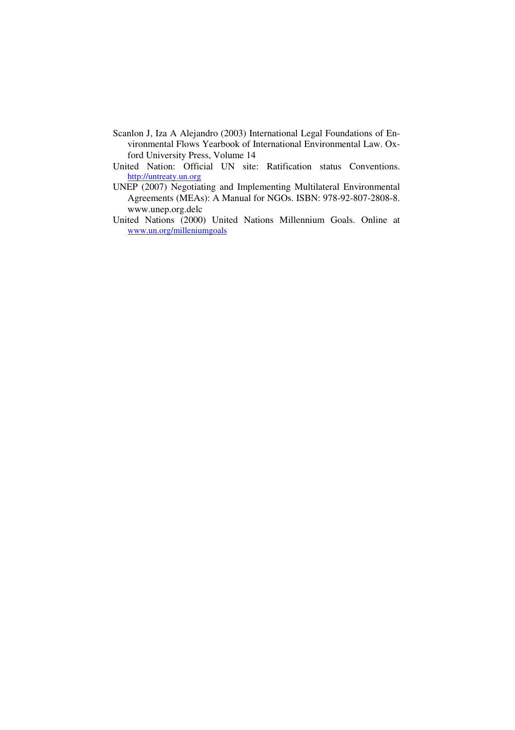Scanlon J, Iza A Alejandro (2003) International Legal Foundations of Environmental Flows Yearbook of International Environmental Law. Oxford University Press, Volume 14

United Nation: Official UN site: Ratification status Conventions. http://untreaty.un.org

UNEP (2007) Negotiating and Implementing Multilateral Environmental Agreements (MEAs): A Manual for NGOs. ISBN: 978-92-807-2808-8. www.unep.org.delc

United Nations (2000) United Nations Millennium Goals. Online at www.un.org/milleniumgoals